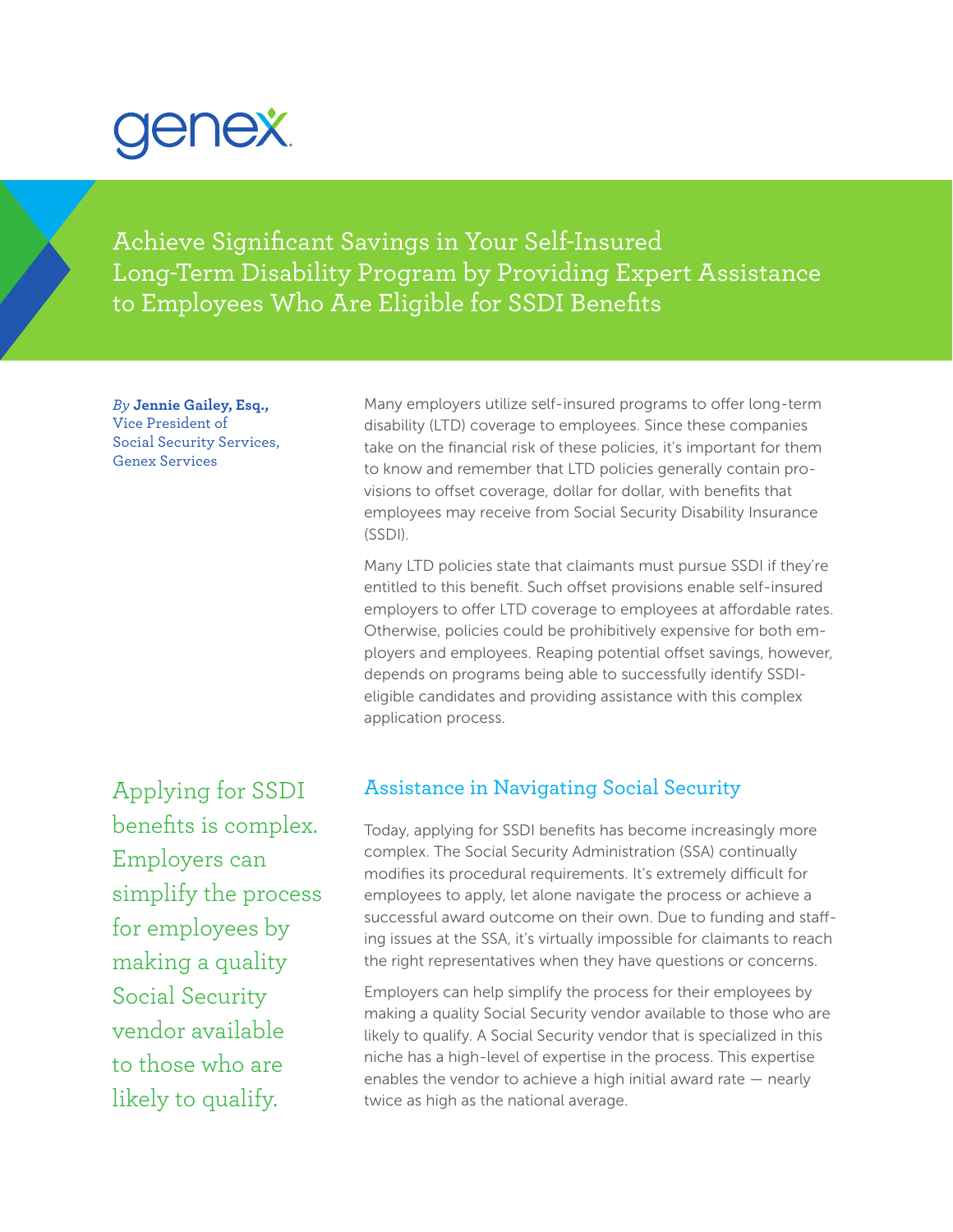genex

# Achieve Significant Savings in Your Self-Insured Long-Term Disability Program by Providing Expert Assistance to Employees Who Are Eligible for SSDI Benefits

*By* **Jennie Gailey, Esq.,**
Vice President of Social Security Services, Genex Services

Many employers utilize self-insured programs to offer long-term disability (LTD) coverage to employees. Since these companies take on the financial risk of these policies, it's important for them to know and remember that LTD policies generally contain provisions to offset coverage, dollar for dollar, with benefits that employees may receive from Social Security Disability Insurance (SSDI).

Many LTD policies state that claimants must pursue SSDI if they're entitled to this benefit. Such offset provisions enable self-insured employers to offer LTD coverage to employees at affordable rates. Otherwise, policies could be prohibitively expensive for both employers and employees. Reaping potential offset savings, however, depends on programs being able to successfully identify SSDI-eligible candidates and providing assistance with this complex application process.

> Applying for SSDI benefits is complex. Employers can simplify the process for employees by making a quality Social Security vendor available to those who are likely to qualify.

## Assistance in Navigating Social Security

Today, applying for SSDI benefits has become increasingly more complex. The Social Security Administration (SSA) continually modifies its procedural requirements. It's extremely difficult for employees to apply, let alone navigate the process or achieve a successful award outcome on their own. Due to funding and staffing issues at the SSA, it's virtually impossible for claimants to reach the right representatives when they have questions or concerns.

Employers can help simplify the process for their employees by making a quality Social Security vendor available to those who are likely to qualify. A Social Security vendor that is specialized in this niche has a high-level of expertise in the process. This expertise enables the vendor to achieve a high initial award rate — nearly twice as high as the national average.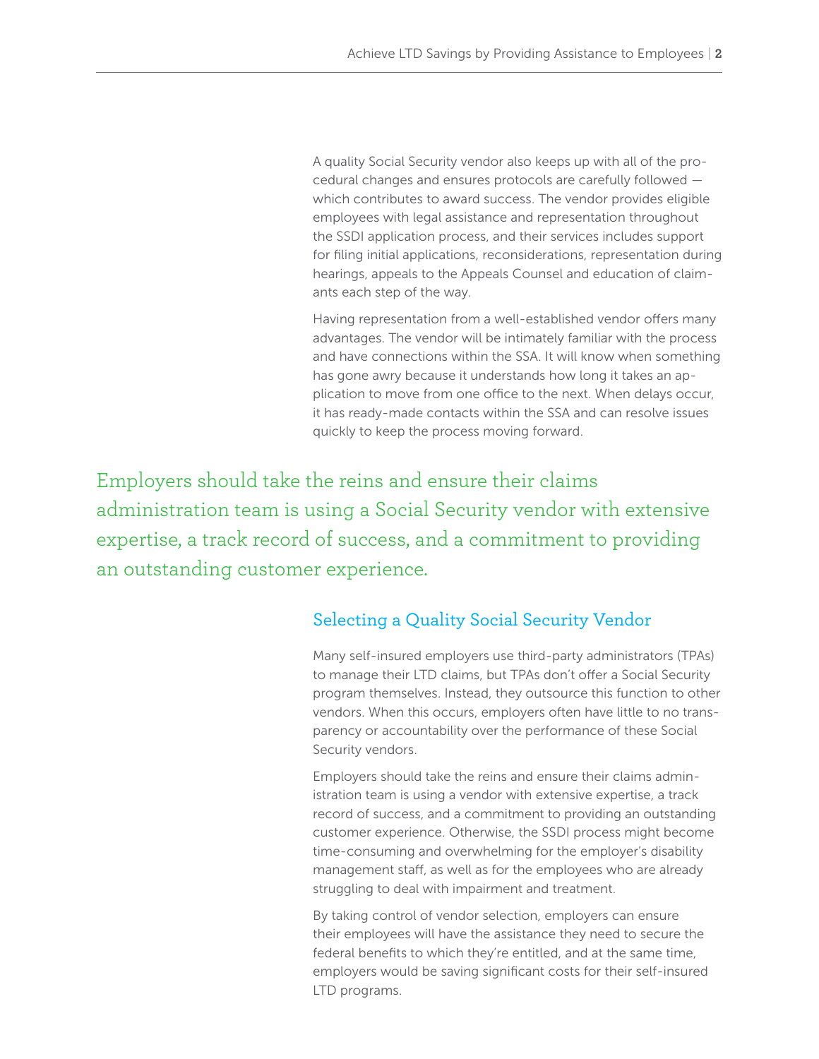A quality Social Security vendor also keeps up with all of the procedural changes and ensures protocols are carefully followed — which contributes to award success. The vendor provides eligible employees with legal assistance and representation throughout the SSDI application process, and their services includes support for filing initial applications, reconsiderations, representation during hearings, appeals to the Appeals Counsel and education of claimants each step of the way.

Having representation from a well-established vendor offers many advantages. The vendor will be intimately familiar with the process and have connections within the SSA. It will know when something has gone awry because it understands how long it takes an application to move from one office to the next. When delays occur, it has ready-made contacts within the SSA and can resolve issues quickly to keep the process moving forward.

> Employers should take the reins and ensure their claims administration team is using a Social Security vendor with extensive expertise, a track record of success, and a commitment to providing an outstanding customer experience.

## Selecting a Quality Social Security Vendor

Many self-insured employers use third-party administrators (TPAs) to manage their LTD claims, but TPAs don't offer a Social Security program themselves. Instead, they outsource this function to other vendors. When this occurs, employers often have little to no transparency or accountability over the performance of these Social Security vendors.

Employers should take the reins and ensure their claims administration team is using a vendor with extensive expertise, a track record of success, and a commitment to providing an outstanding customer experience. Otherwise, the SSDI process might become time-consuming and overwhelming for the employer's disability management staff, as well as for the employees who are already struggling to deal with impairment and treatment.

By taking control of vendor selection, employers can ensure their employees will have the assistance they need to secure the federal benefits to which they're entitled, and at the same time, employers would be saving significant costs for their self-insured LTD programs.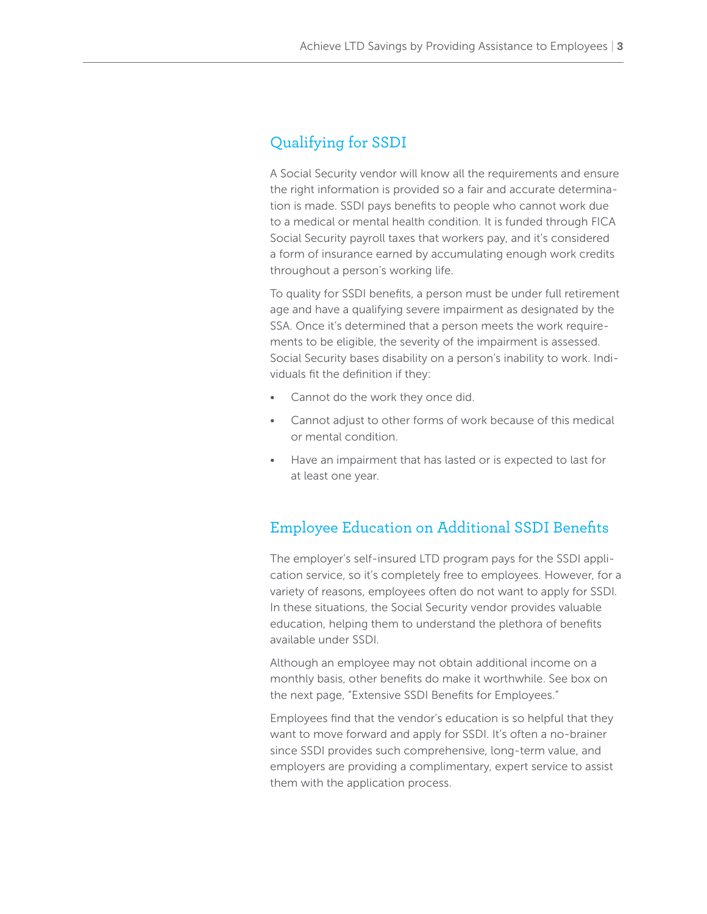## Qualifying for SSDI

A Social Security vendor will know all the requirements and ensure the right information is provided so a fair and accurate determination is made. SSDI pays benefits to people who cannot work due to a medical or mental health condition. It is funded through FICA Social Security payroll taxes that workers pay, and it's considered a form of insurance earned by accumulating enough work credits throughout a person's working life.

To quality for SSDI benefits, a person must be under full retirement age and have a qualifying severe impairment as designated by the SSA. Once it's determined that a person meets the work requirements to be eligible, the severity of the impairment is assessed. Social Security bases disability on a person's inability to work. Individuals fit the definition if they:

- Cannot do the work they once did.
- Cannot adjust to other forms of work because of this medical or mental condition.
- Have an impairment that has lasted or is expected to last for at least one year.

## Employee Education on Additional SSDI Benefits

The employer's self-insured LTD program pays for the SSDI application service, so it's completely free to employees. However, for a variety of reasons, employees often do not want to apply for SSDI. In these situations, the Social Security vendor provides valuable education, helping them to understand the plethora of benefits available under SSDI.

Although an employee may not obtain additional income on a monthly basis, other benefits do make it worthwhile. See box on the next page, "Extensive SSDI Benefits for Employees."

Employees find that the vendor's education is so helpful that they want to move forward and apply for SSDI. It's often a no-brainer since SSDI provides such comprehensive, long-term value, and employers are providing a complimentary, expert service to assist them with the application process.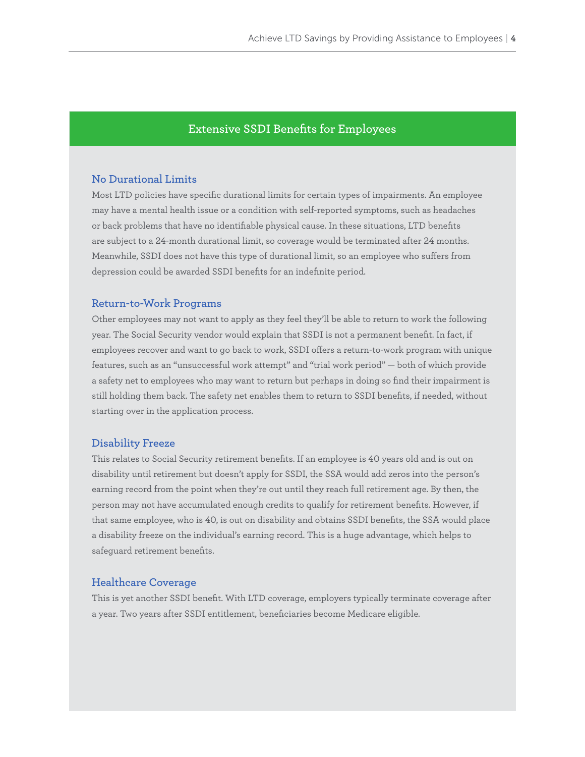## Extensive SSDI Benefits for Employees

### No Durational Limits

Most LTD policies have specific durational limits for certain types of impairments. An employee may have a mental health issue or a condition with self-reported symptoms, such as headaches or back problems that have no identifiable physical cause. In these situations, LTD benefits are subject to a 24-month durational limit, so coverage would be terminated after 24 months. Meanwhile, SSDI does not have this type of durational limit, so an employee who suffers from depression could be awarded SSDI benefits for an indefinite period.

### Return-to-Work Programs

Other employees may not want to apply as they feel they'll be able to return to work the following year. The Social Security vendor would explain that SSDI is not a permanent benefit. In fact, if employees recover and want to go back to work, SSDI offers a return-to-work program with unique features, such as an "unsuccessful work attempt" and "trial work period" — both of which provide a safety net to employees who may want to return but perhaps in doing so find their impairment is still holding them back. The safety net enables them to return to SSDI benefits, if needed, without starting over in the application process.

### Disability Freeze

This relates to Social Security retirement benefits. If an employee is 40 years old and is out on disability until retirement but doesn't apply for SSDI, the SSA would add zeros into the person's earning record from the point when they're out until they reach full retirement age. By then, the person may not have accumulated enough credits to qualify for retirement benefits. However, if that same employee, who is 40, is out on disability and obtains SSDI benefits, the SSA would place a disability freeze on the individual's earning record. This is a huge advantage, which helps to safeguard retirement benefits.

### Healthcare Coverage

This is yet another SSDI benefit. With LTD coverage, employers typically terminate coverage after a year. Two years after SSDI entitlement, beneficiaries become Medicare eligible.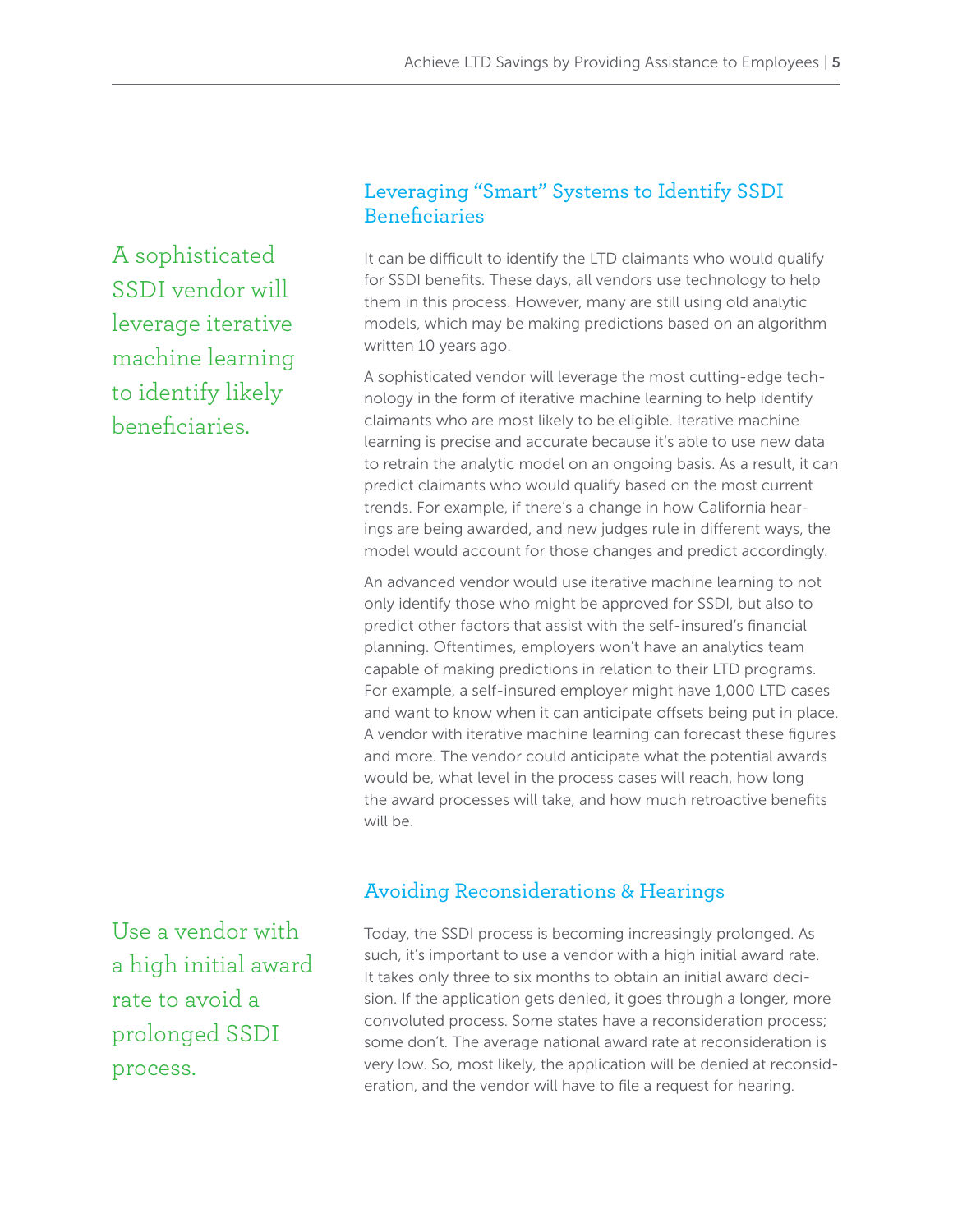## Leveraging "Smart" Systems to Identify SSDI Beneficiaries

A sophisticated SSDI vendor will leverage iterative machine learning to identify likely beneficiaries.

It can be difficult to identify the LTD claimants who would qualify for SSDI benefits. These days, all vendors use technology to help them in this process. However, many are still using old analytic models, which may be making predictions based on an algorithm written 10 years ago.

A sophisticated vendor will leverage the most cutting-edge technology in the form of iterative machine learning to help identify claimants who are most likely to be eligible. Iterative machine learning is precise and accurate because it's able to use new data to retrain the analytic model on an ongoing basis. As a result, it can predict claimants who would qualify based on the most current trends. For example, if there's a change in how California hearings are being awarded, and new judges rule in different ways, the model would account for those changes and predict accordingly.

An advanced vendor would use iterative machine learning to not only identify those who might be approved for SSDI, but also to predict other factors that assist with the self-insured's financial planning. Oftentimes, employers won't have an analytics team capable of making predictions in relation to their LTD programs. For example, a self-insured employer might have 1,000 LTD cases and want to know when it can anticipate offsets being put in place. A vendor with iterative machine learning can forecast these figures and more. The vendor could anticipate what the potential awards would be, what level in the process cases will reach, how long the award processes will take, and how much retroactive benefits will be.

## Avoiding Reconsiderations & Hearings

Use a vendor with a high initial award rate to avoid a prolonged SSDI process.

Today, the SSDI process is becoming increasingly prolonged. As such, it's important to use a vendor with a high initial award rate. It takes only three to six months to obtain an initial award decision. If the application gets denied, it goes through a longer, more convoluted process. Some states have a reconsideration process; some don't. The average national award rate at reconsideration is very low. So, most likely, the application will be denied at reconsideration, and the vendor will have to file a request for hearing.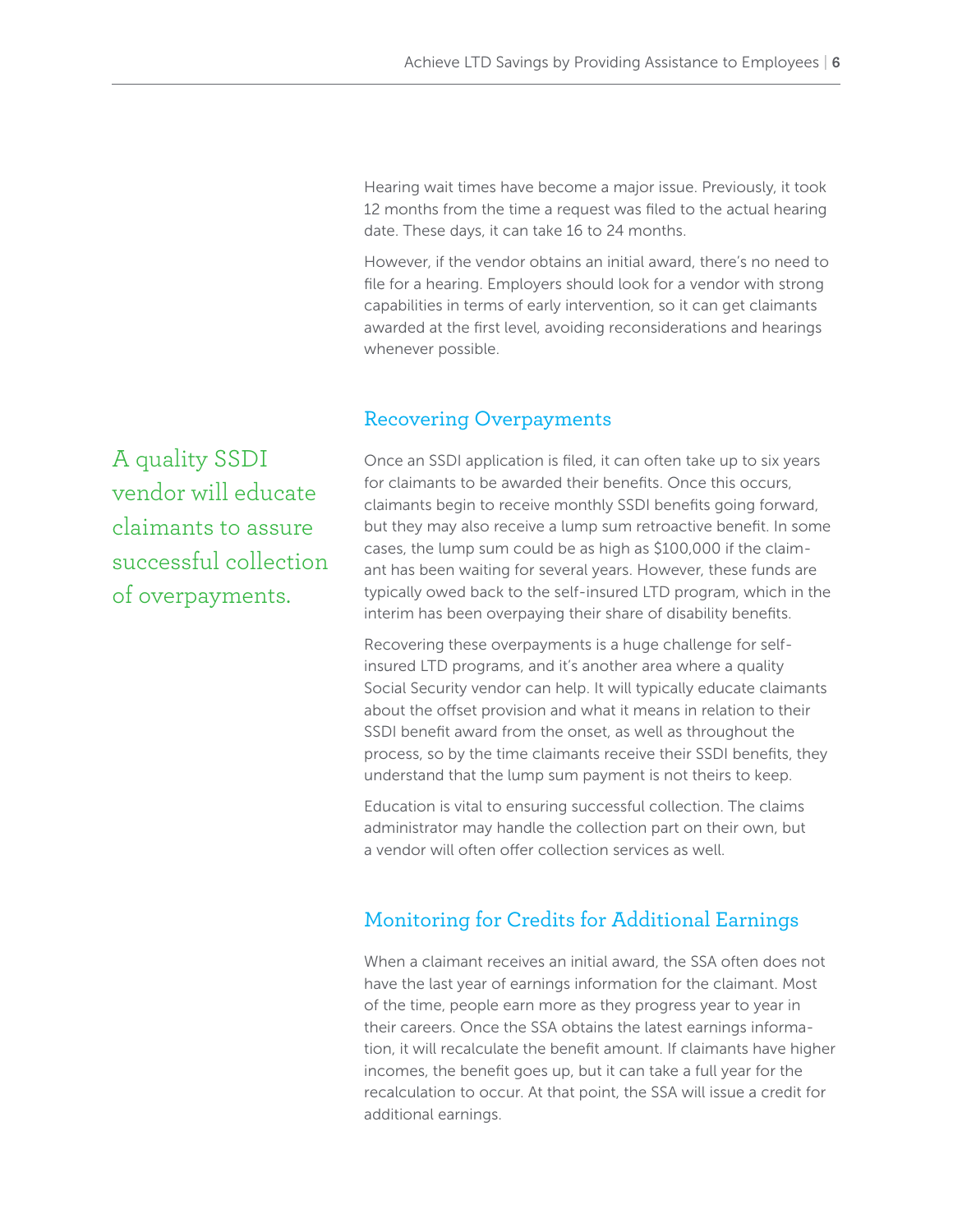Hearing wait times have become a major issue. Previously, it took 12 months from the time a request was filed to the actual hearing date. These days, it can take 16 to 24 months.

However, if the vendor obtains an initial award, there's no need to file for a hearing. Employers should look for a vendor with strong capabilities in terms of early intervention, so it can get claimants awarded at the first level, avoiding reconsiderations and hearings whenever possible.

## Recovering Overpayments

> A quality SSDI vendor will educate claimants to assure successful collection of overpayments.

Once an SSDI application is filed, it can often take up to six years for claimants to be awarded their benefits. Once this occurs, claimants begin to receive monthly SSDI benefits going forward, but they may also receive a lump sum retroactive benefit. In some cases, the lump sum could be as high as $100,000 if the claimant has been waiting for several years. However, these funds are typically owed back to the self-insured LTD program, which in the interim has been overpaying their share of disability benefits.

Recovering these overpayments is a huge challenge for self-insured LTD programs, and it's another area where a quality Social Security vendor can help. It will typically educate claimants about the offset provision and what it means in relation to their SSDI benefit award from the onset, as well as throughout the process, so by the time claimants receive their SSDI benefits, they understand that the lump sum payment is not theirs to keep.

Education is vital to ensuring successful collection. The claims administrator may handle the collection part on their own, but a vendor will often offer collection services as well.

## Monitoring for Credits for Additional Earnings

When a claimant receives an initial award, the SSA often does not have the last year of earnings information for the claimant. Most of the time, people earn more as they progress year to year in their careers. Once the SSA obtains the latest earnings information, it will recalculate the benefit amount. If claimants have higher incomes, the benefit goes up, but it can take a full year for the recalculation to occur. At that point, the SSA will issue a credit for additional earnings.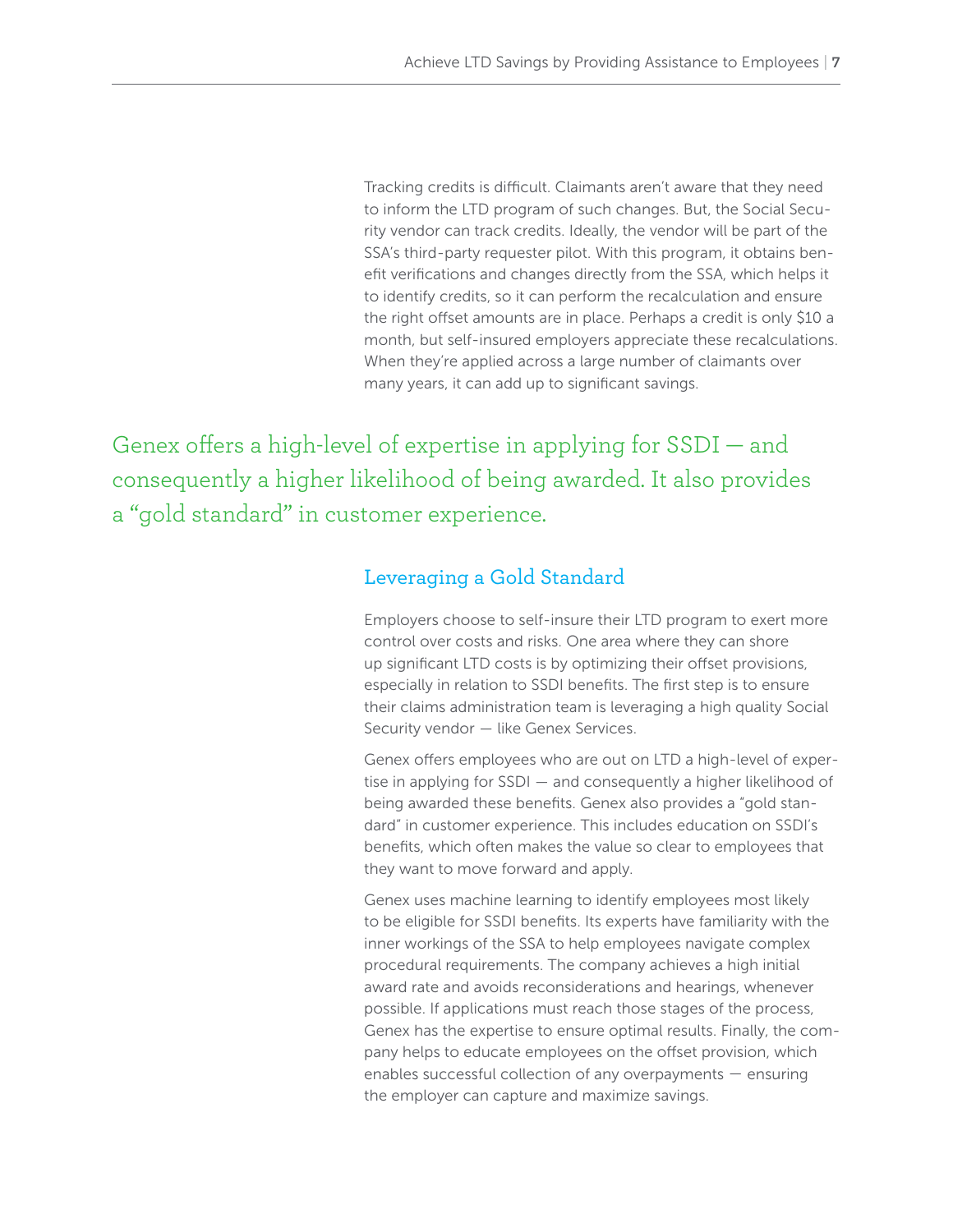Tracking credits is difficult. Claimants aren't aware that they need to inform the LTD program of such changes. But, the Social Security vendor can track credits. Ideally, the vendor will be part of the SSA's third-party requester pilot. With this program, it obtains benefit verifications and changes directly from the SSA, which helps it to identify credits, so it can perform the recalculation and ensure the right offset amounts are in place. Perhaps a credit is only $10 a month, but self-insured employers appreciate these recalculations. When they're applied across a large number of claimants over many years, it can add up to significant savings.

> Genex offers a high-level of expertise in applying for SSDI — and consequently a higher likelihood of being awarded. It also provides a "gold standard" in customer experience.

## Leveraging a Gold Standard

Employers choose to self-insure their LTD program to exert more control over costs and risks. One area where they can shore up significant LTD costs is by optimizing their offset provisions, especially in relation to SSDI benefits. The first step is to ensure their claims administration team is leveraging a high quality Social Security vendor — like Genex Services.

Genex offers employees who are out on LTD a high-level of expertise in applying for SSDI — and consequently a higher likelihood of being awarded these benefits. Genex also provides a "gold standard" in customer experience. This includes education on SSDI's benefits, which often makes the value so clear to employees that they want to move forward and apply.

Genex uses machine learning to identify employees most likely to be eligible for SSDI benefits. Its experts have familiarity with the inner workings of the SSA to help employees navigate complex procedural requirements. The company achieves a high initial award rate and avoids reconsiderations and hearings, whenever possible. If applications must reach those stages of the process, Genex has the expertise to ensure optimal results. Finally, the company helps to educate employees on the offset provision, which enables successful collection of any overpayments — ensuring the employer can capture and maximize savings.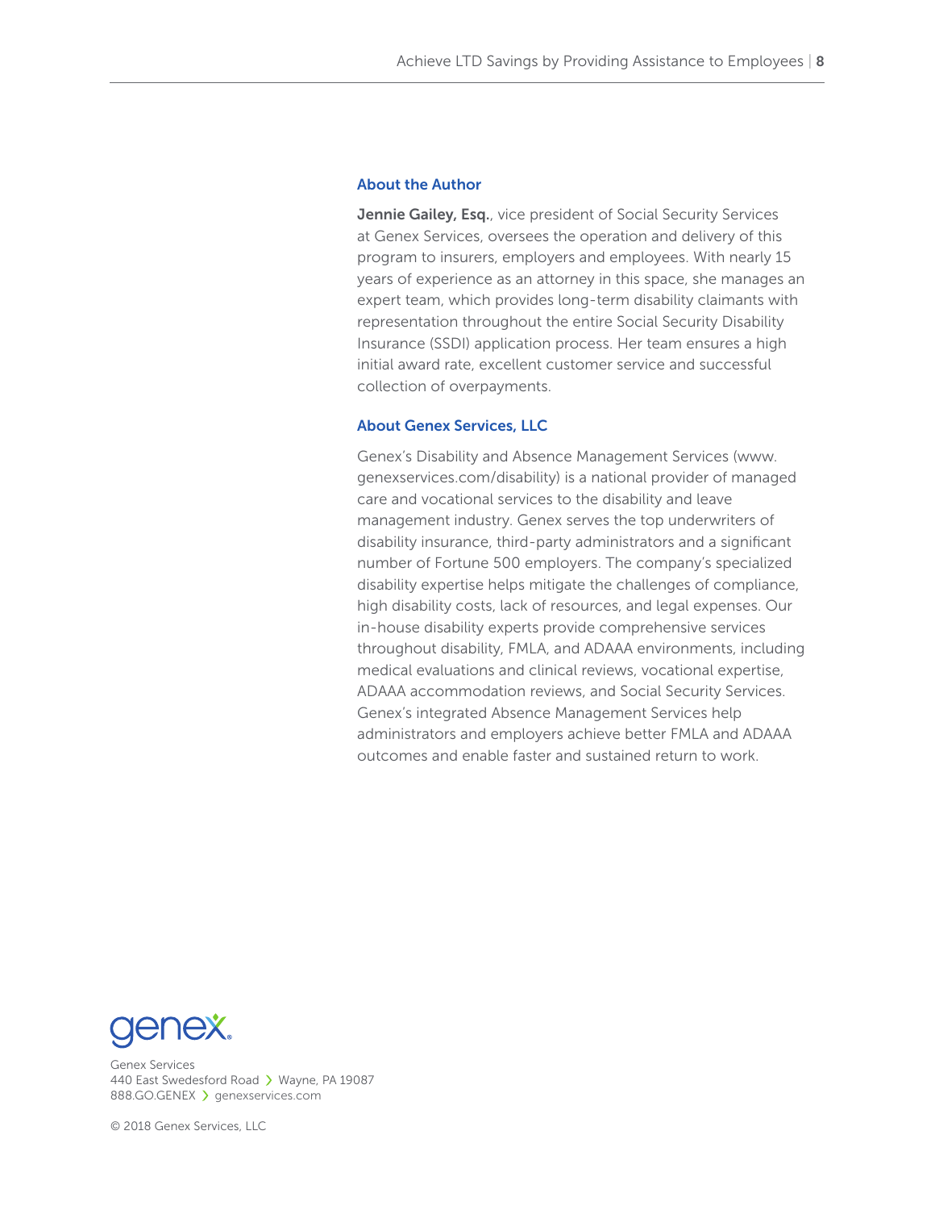## About the Author

**Jennie Gailey, Esq.**, vice president of Social Security Services at Genex Services, oversees the operation and delivery of this program to insurers, employers and employees. With nearly 15 years of experience as an attorney in this space, she manages an expert team, which provides long-term disability claimants with representation throughout the entire Social Security Disability Insurance (SSDI) application process. Her team ensures a high initial award rate, excellent customer service and successful collection of overpayments.

## About Genex Services, LLC

Genex's Disability and Absence Management Services (www.genexservices.com/disability) is a national provider of managed care and vocational services to the disability and leave management industry. Genex serves the top underwriters of disability insurance, third-party administrators and a significant number of Fortune 500 employers. The company's specialized disability expertise helps mitigate the challenges of compliance, high disability costs, lack of resources, and legal expenses. Our in-house disability experts provide comprehensive services throughout disability, FMLA, and ADAAA environments, including medical evaluations and clinical reviews, vocational expertise, ADAAA accommodation reviews, and Social Security Services. Genex's integrated Absence Management Services help administrators and employers achieve better FMLA and ADAAA outcomes and enable faster and sustained return to work.

genex

Genex Services
440 East Swedesford Road ❯ Wayne, PA 19087
888.GO.GENEX ❯ genexservices.com

© 2018 Genex Services, LLC